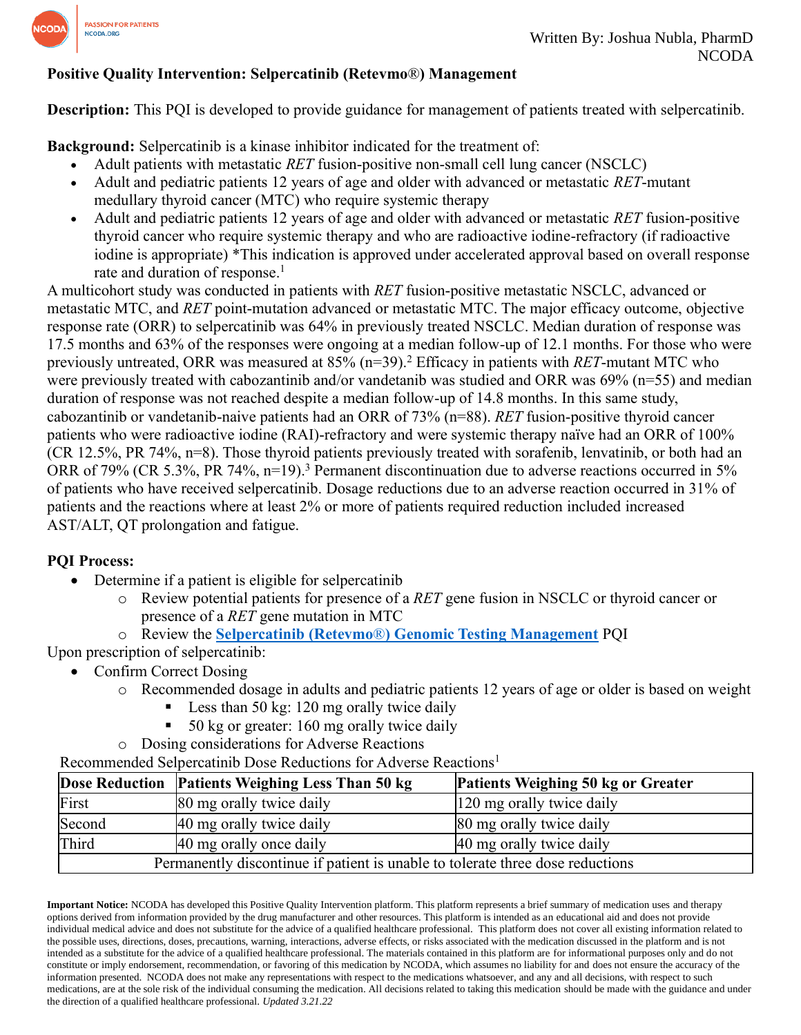Written By: Joshua Nubla, PharmD
NCODA

**Positive Quality Intervention: Selpercatinib (Retevmo®) Management**

**Description:** This PQI is developed to provide guidance for management of patients treated with selpercatinib.

**Background:** Selpercatinib is a kinase inhibitor indicated for the treatment of:

- Adult patients with metastatic *RET* fusion-positive non-small cell lung cancer (NSCLC)
- Adult and pediatric patients 12 years of age and older with advanced or metastatic *RET*-mutant medullary thyroid cancer (MTC) who require systemic therapy
- Adult and pediatric patients 12 years of age and older with advanced or metastatic *RET* fusion-positive thyroid cancer who require systemic therapy and who are radioactive iodine-refractory (if radioactive iodine is appropriate) *This indication is approved under accelerated approval based on overall response rate and duration of response.[1]

A multicohort study was conducted in patients with *RET* fusion-positive metastatic NSCLC, advanced or metastatic MTC, and *RET* point-mutation advanced or metastatic MTC. The major efficacy outcome, objective response rate (ORR) to selpercatinib was 64% in previously treated NSCLC. Median duration of response was 17.5 months and 63% of the responses were ongoing at a median follow-up of 12.1 months. For those who were previously untreated, ORR was measured at 85% (n=39).[2] Efficacy in patients with *RET*-mutant MTC who were previously treated with cabozantinib and/or vandetanib was studied and ORR was 69% (n=55) and median duration of response was not reached despite a median follow-up of 14.8 months. In this same study, cabozantinib or vandetanib-naive patients had an ORR of 73% (n=88). *RET* fusion-positive thyroid cancer patients who were radioactive iodine (RAI)-refractory and were systemic therapy naïve had an ORR of 100% (CR 12.5%, PR 74%, n=8). Those thyroid patients previously treated with sorafenib, lenvatinib, or both had an ORR of 79% (CR 5.3%, PR 74%, n=19).[3] Permanent discontinuation due to adverse reactions occurred in 5% of patients who have received selpercatinib. Dosage reductions due to an adverse reaction occurred in 31% of patients and the reactions where at least 2% or more of patients required reduction included increased AST/ALT, QT prolongation and fatigue.

**PQI Process:**

- Determine if a patient is eligible for selpercatinib
  - Review potential patients for presence of a *RET* gene fusion in NSCLC or thyroid cancer or presence of a *RET* gene mutation in MTC
  - Review the **Selpercatinib (Retevmo®) Genomic Testing Management** PQI

Upon prescription of selpercatinib:

- Confirm Correct Dosing
  - Recommended dosage in adults and pediatric patients 12 years of age or older is based on weight
    - Less than 50 kg: 120 mg orally twice daily
    - 50 kg or greater: 160 mg orally twice daily
  - Dosing considerations for Adverse Reactions

Recommended Selpercatinib Dose Reductions for Adverse Reactions[1]

| Dose Reduction | Patients Weighing Less Than 50 kg | Patients Weighing 50 kg or Greater |
|---|---|---|
| First | 80 mg orally twice daily | 120 mg orally twice daily |
| Second | 40 mg orally twice daily | 80 mg orally twice daily |
| Third | 40 mg orally once daily | 40 mg orally twice daily |
| Permanently discontinue if patient is unable to tolerate three dose reductions | | |

**Important Notice:** NCODA has developed this Positive Quality Intervention platform. This platform represents a brief summary of medication uses and therapy options derived from information provided by the drug manufacturer and other resources. This platform is intended as an educational aid and does not provide individual medical advice and does not substitute for the advice of a qualified healthcare professional. This platform does not cover all existing information related to the possible uses, directions, doses, precautions, warning, interactions, adverse effects, or risks associated with the medication discussed in the platform and is not intended as a substitute for the advice of a qualified healthcare professional. The materials contained in this platform are for informational purposes only and do not constitute or imply endorsement, recommendation, or favoring of this medication by NCODA, which assumes no liability for and does not ensure the accuracy of the information presented. NCODA does not make any representations with respect to the medications whatsoever, and any and all decisions, with respect to such medications, are at the sole risk of the individual consuming the medication. All decisions related to taking this medication should be made with the guidance and under the direction of a qualified healthcare professional. *Updated 3.21.22*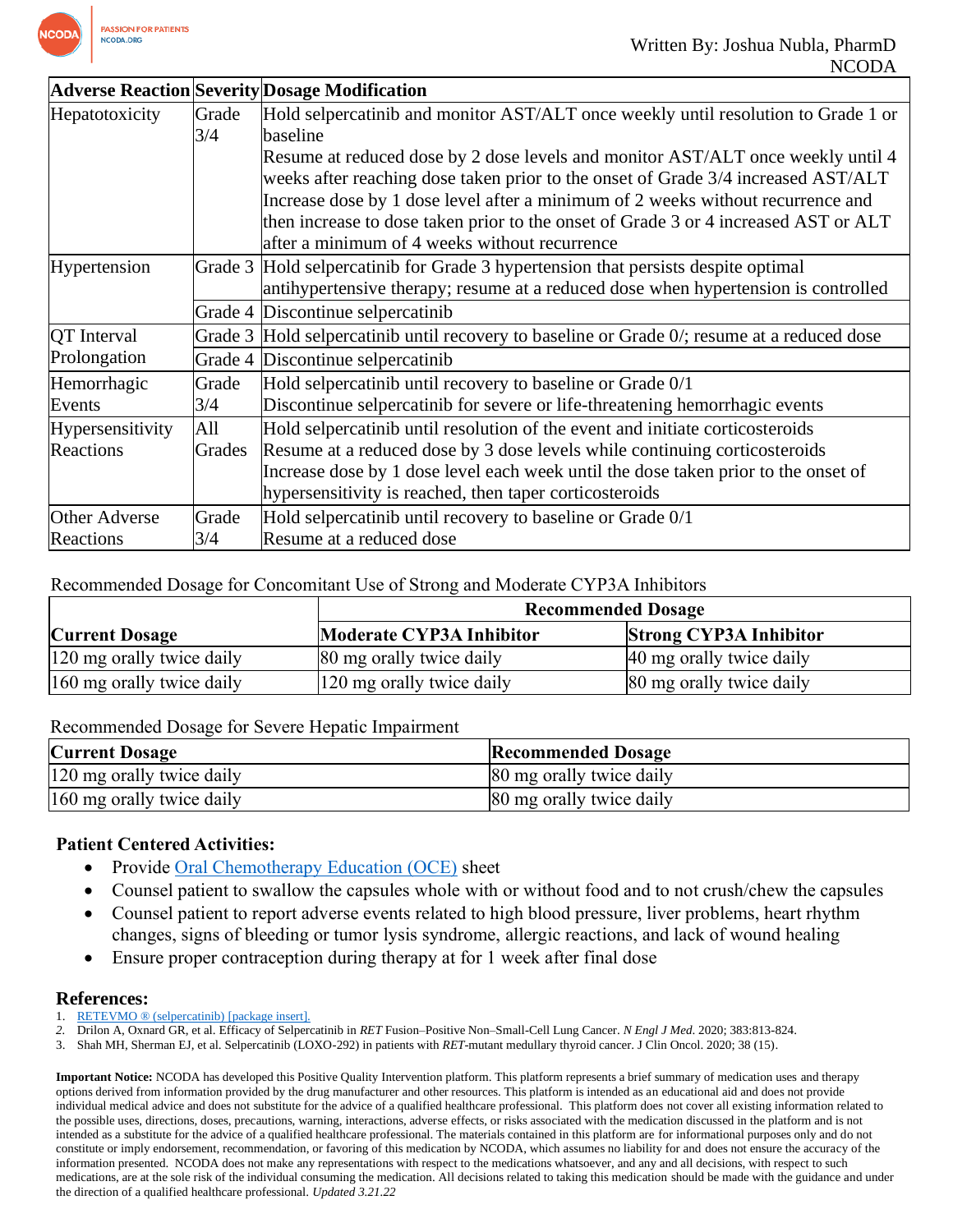| Adverse Reaction | Severity | Dosage Modification |
|---|---|---|
| Hepatotoxicity | Grade 3/4 | Hold selpercatinib and monitor AST/ALT once weekly until resolution to Grade 1 or baseline<br>Resume at reduced dose by 2 dose levels and monitor AST/ALT once weekly until 4 weeks after reaching dose taken prior to the onset of Grade 3/4 increased AST/ALT<br>Increase dose by 1 dose level after a minimum of 2 weeks without recurrence and then increase to dose taken prior to the onset of Grade 3 or 4 increased AST or ALT after a minimum of 4 weeks without recurrence |
| Hypertension | Grade 3 | Hold selpercatinib for Grade 3 hypertension that persists despite optimal antihypertensive therapy; resume at a reduced dose when hypertension is controlled |
| | Grade 4 | Discontinue selpercatinib |
| QT Interval Prolongation | Grade 3 | Hold selpercatinib until recovery to baseline or Grade 0/; resume at a reduced dose |
| | Grade 4 | Discontinue selpercatinib |
| Hemorrhagic Events | Grade 3/4 | Hold selpercatinib until recovery to baseline or Grade 0/1<br>Discontinue selpercatinib for severe or life-threatening hemorrhagic events |
| Hypersensitivity Reactions | All Grades | Hold selpercatinib until resolution of the event and initiate corticosteroids<br>Resume at a reduced dose by 3 dose levels while continuing corticosteroids<br>Increase dose by 1 dose level each week until the dose taken prior to the onset of hypersensitivity is reached, then taper corticosteroids |
| Other Adverse Reactions | Grade 3/4 | Hold selpercatinib until recovery to baseline or Grade 0/1<br>Resume at a reduced dose |

Recommended Dosage for Concomitant Use of Strong and Moderate CYP3A Inhibitors

| | Recommended Dosage | |
|---|---|---|
| **Current Dosage** | **Moderate CYP3A Inhibitor** | **Strong CYP3A Inhibitor** |
| 120 mg orally twice daily | 80 mg orally twice daily | 40 mg orally twice daily |
| 160 mg orally twice daily | 120 mg orally twice daily | 80 mg orally twice daily |

Recommended Dosage for Severe Hepatic Impairment

| Current Dosage | Recommended Dosage |
|---|---|
| 120 mg orally twice daily | 80 mg orally twice daily |
| 160 mg orally twice daily | 80 mg orally twice daily |

## Patient Centered Activities:

- Provide Oral Chemotherapy Education (OCE) sheet
- Counsel patient to swallow the capsules whole with or without food and to not crush/chew the capsules
- Counsel patient to report adverse events related to high blood pressure, liver problems, heart rhythm changes, signs of bleeding or tumor lysis syndrome, allergic reactions, and lack of wound healing
- Ensure proper contraception during therapy at for 1 week after final dose

## References:

1. RETEVMO ® (selpercatinib) [package insert].
2. Drilon A, Oxnard GR, et al. Efficacy of Selpercatinib in *RET* Fusion–Positive Non–Small-Cell Lung Cancer. *N Engl J Med*. 2020; 383:813-824.
3. Shah MH, Sherman EJ, et al. Selpercatinib (LOXO-292) in patients with *RET*-mutant medullary thyroid cancer. J Clin Oncol. 2020; 38 (15).

**Important Notice:** NCODA has developed this Positive Quality Intervention platform. This platform represents a brief summary of medication uses and therapy options derived from information provided by the drug manufacturer and other resources. This platform is intended as an educational aid and does not provide individual medical advice and does not substitute for the advice of a qualified healthcare professional. This platform does not cover all existing information related to the possible uses, directions, doses, precautions, warning, interactions, adverse effects, or risks associated with the medication discussed in the platform and is not intended as a substitute for the advice of a qualified healthcare professional. The materials contained in this platform are for informational purposes only and do not constitute or imply endorsement, recommendation, or favoring of this medication by NCODA, which assumes no liability for and does not ensure the accuracy of the information presented. NCODA does not make any representations with respect to the medications whatsoever, and any and all decisions, with respect to such medications, are at the sole risk of the individual consuming the medication. All decisions related to taking this medication should be made with the guidance and under the direction of a qualified healthcare professional. *Updated 3.21.22*